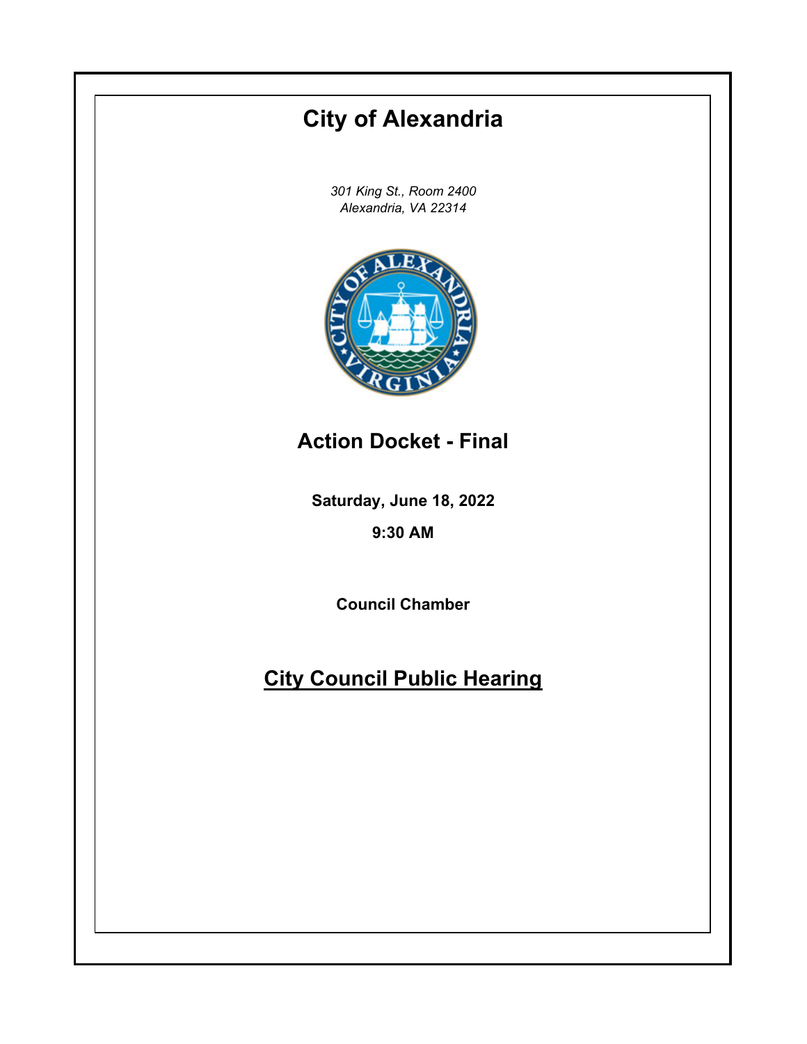# City of Alexandria

*301 King St., Room 2400*
*Alexandria, VA 22314*

## Action Docket - Final

**Saturday, June 18, 2022**

**9:30 AM**

**Council Chamber**

## City Council Public Hearing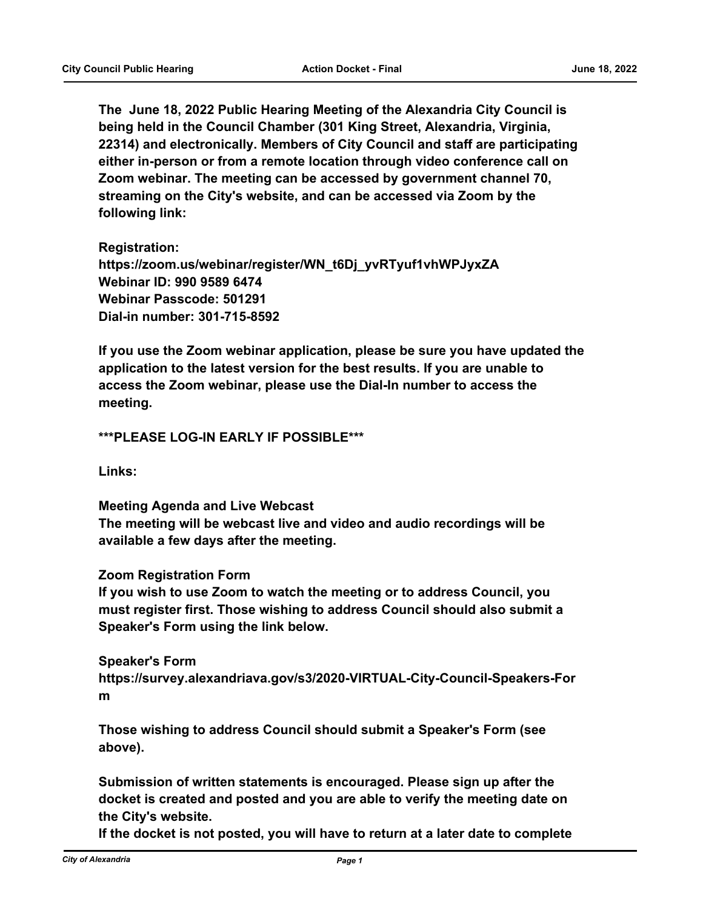**The June 18, 2022 Public Hearing Meeting of the Alexandria City Council is being held in the Council Chamber (301 King Street, Alexandria, Virginia, 22314) and electronically. Members of City Council and staff are participating either in-person or from a remote location through video conference call on Zoom webinar. The meeting can be accessed by government channel 70, streaming on the City's website, and can be accessed via Zoom by the following link:**

**Registration:**
**https://zoom.us/webinar/register/WN_t6Dj_yvRTyuf1vhWPJyxZA**
**Webinar ID: 990 9589 6474**
**Webinar Passcode: 501291**
**Dial-in number: 301-715-8592**

**If you use the Zoom webinar application, please be sure you have updated the application to the latest version for the best results. If you are unable to access the Zoom webinar, please use the Dial-In number to access the meeting.**

**\*\*\*PLEASE LOG-IN EARLY IF POSSIBLE\*\*\***

**Links:**

**Meeting Agenda and Live Webcast**
**The meeting will be webcast live and video and audio recordings will be available a few days after the meeting.**

**Zoom Registration Form**
**If you wish to use Zoom to watch the meeting or to address Council, you must register first. Those wishing to address Council should also submit a Speaker's Form using the link below.**

**Speaker's Form**
**https://survey.alexandriava.gov/s3/2020-VIRTUAL-City-Council-Speakers-Form**

**Those wishing to address Council should submit a Speaker's Form (see above).**

**Submission of written statements is encouraged. Please sign up after the docket is created and posted and you are able to verify the meeting date on the City's website.**
**If the docket is not posted, you will have to return at a later date to complete**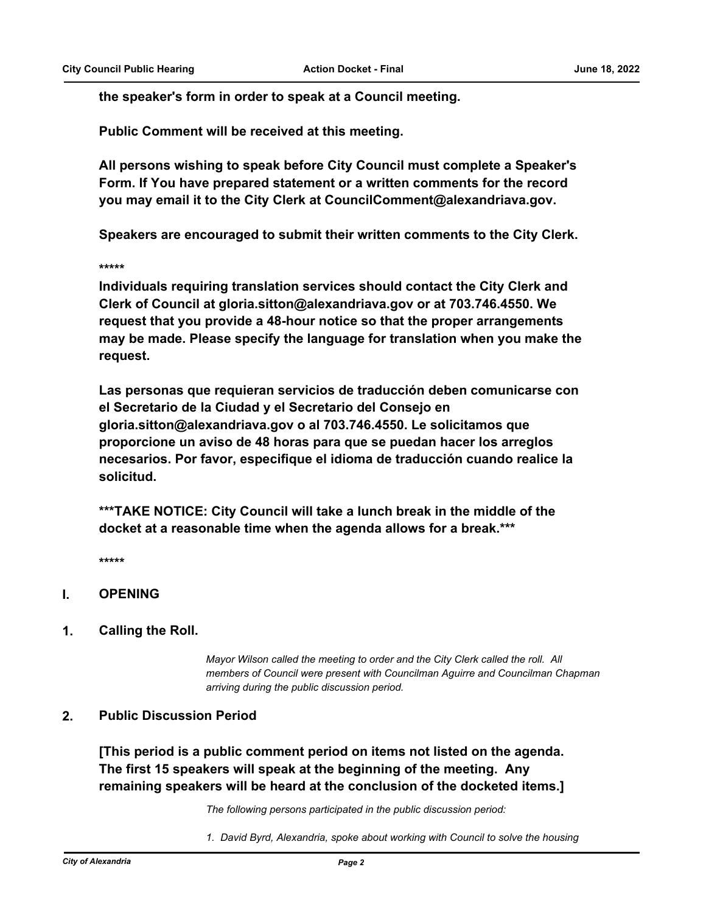**the speaker's form in order to speak at a Council meeting.**

**Public Comment will be received at this meeting.**

**All persons wishing to speak before City Council must complete a Speaker's Form. If You have prepared statement or a written comments for the record you may email it to the City Clerk at CouncilComment@alexandriava.gov.**

**Speakers are encouraged to submit their written comments to the City Clerk.**

**\*\*\*\*\***

**Individuals requiring translation services should contact the City Clerk and Clerk of Council at gloria.sitton@alexandriava.gov or at 703.746.4550. We request that you provide a 48-hour notice so that the proper arrangements may be made. Please specify the language for translation when you make the request.**

**Las personas que requieran servicios de traducción deben comunicarse con el Secretario de la Ciudad y el Secretario del Consejo en gloria.sitton@alexandriava.gov o al 703.746.4550. Le solicitamos que proporcione un aviso de 48 horas para que se puedan hacer los arreglos necesarios. Por favor, especifique el idioma de traducción cuando realice la solicitud.**

**\*\*\*TAKE NOTICE: City Council will take a lunch break in the middle of the docket at a reasonable time when the agenda allows for a break.\*\*\***

**\*\*\*\*\***

## I. OPENING

### 1. Calling the Roll.

*Mayor Wilson called the meeting to order and the City Clerk called the roll. All members of Council were present with Councilman Aguirre and Councilman Chapman arriving during the public discussion period.*

### 2. Public Discussion Period

**[This period is a public comment period on items not listed on the agenda. The first 15 speakers will speak at the beginning of the meeting. Any remaining speakers will be heard at the conclusion of the docketed items.]**

*The following persons participated in the public discussion period:*

*1. David Byrd, Alexandria, spoke about working with Council to solve the housing*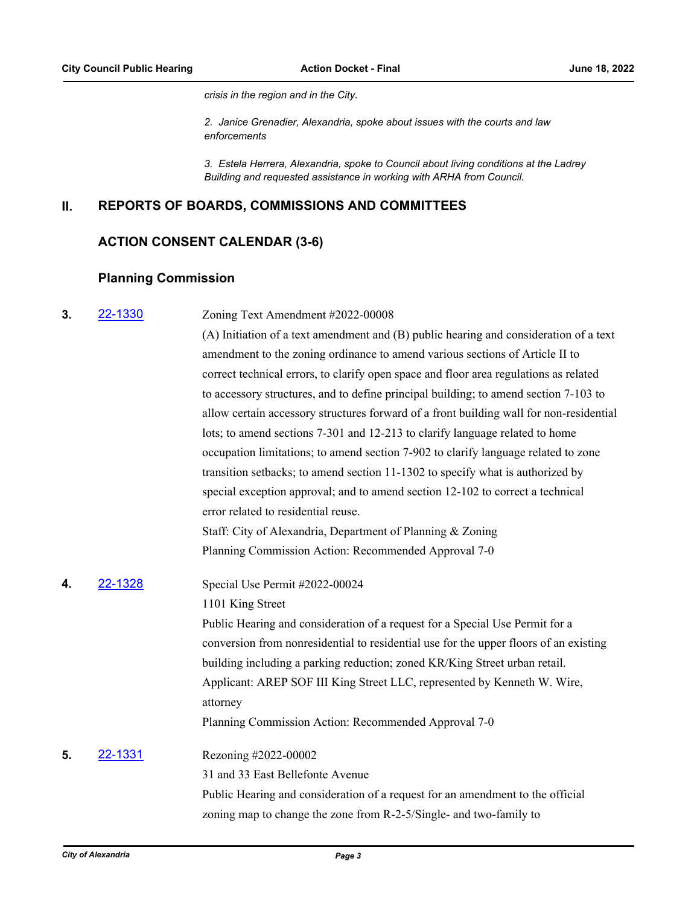*crisis in the region and in the City.*

*2. Janice Grenadier, Alexandria, spoke about issues with the courts and law enforcements*

*3. Estela Herrera, Alexandria, spoke to Council about living conditions at the Ladrey Building and requested assistance in working with ARHA from Council.*

## II. REPORTS OF BOARDS, COMMISSIONS AND COMMITTEES

### ACTION CONSENT CALENDAR (3-6)

### Planning Commission

**3.** 22-1330

Zoning Text Amendment #2022-00008

(A) Initiation of a text amendment and (B) public hearing and consideration of a text amendment to the zoning ordinance to amend various sections of Article II to correct technical errors, to clarify open space and floor area regulations as related to accessory structures, and to define principal building; to amend section 7-103 to allow certain accessory structures forward of a front building wall for non-residential lots; to amend sections 7-301 and 12-213 to clarify language related to home occupation limitations; to amend section 7-902 to clarify language related to zone transition setbacks; to amend section 11-1302 to specify what is authorized by special exception approval; and to amend section 12-102 to correct a technical error related to residential reuse.

Staff: City of Alexandria, Department of Planning & Zoning

Planning Commission Action: Recommended Approval 7-0

**4.** 22-1328

Special Use Permit #2022-00024

1101 King Street

Public Hearing and consideration of a request for a Special Use Permit for a conversion from nonresidential to residential use for the upper floors of an existing building including a parking reduction; zoned KR/King Street urban retail.

Applicant: AREP SOF III King Street LLC, represented by Kenneth W. Wire, attorney

Planning Commission Action: Recommended Approval 7-0

**5.** 22-1331

Rezoning #2022-00002

31 and 33 East Bellefonte Avenue

Public Hearing and consideration of a request for an amendment to the official zoning map to change the zone from R-2-5/Single- and two-family to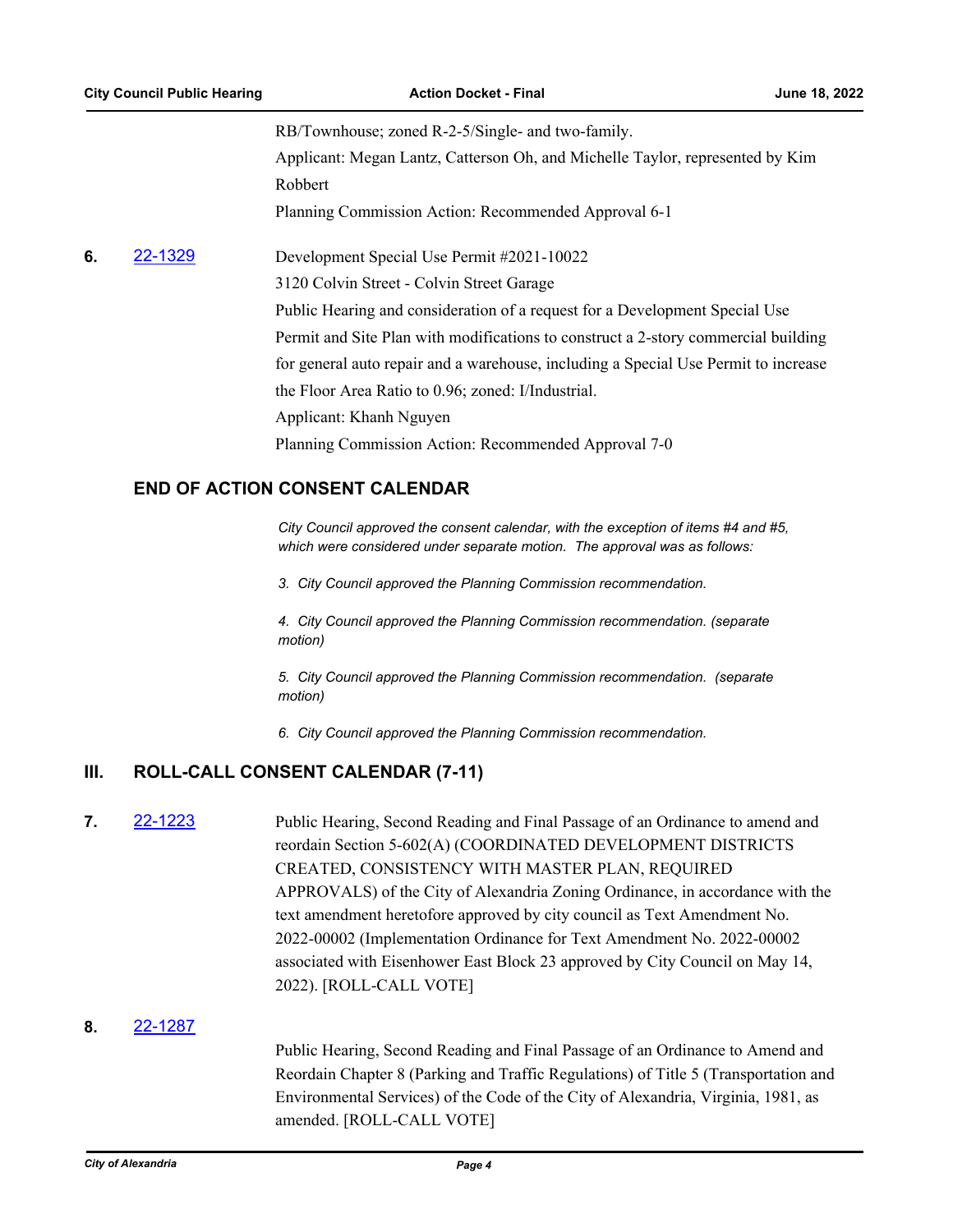RB/Townhouse; zoned R-2-5/Single- and two-family.
Applicant: Megan Lantz, Catterson Oh, and Michelle Taylor, represented by Kim Robbert
Planning Commission Action: Recommended Approval 6-1

**6.** [22-1329]

Development Special Use Permit #2021-10022
3120 Colvin Street - Colvin Street Garage
Public Hearing and consideration of a request for a Development Special Use Permit and Site Plan with modifications to construct a 2-story commercial building for general auto repair and a warehouse, including a Special Use Permit to increase the Floor Area Ratio to 0.96; zoned: I/Industrial.
Applicant: Khanh Nguyen
Planning Commission Action: Recommended Approval 7-0

## END OF ACTION CONSENT CALENDAR

*City Council approved the consent calendar, with the exception of items #4 and #5, which were considered under separate motion. The approval was as follows:*

*3. City Council approved the Planning Commission recommendation.*

*4. City Council approved the Planning Commission recommendation. (separate motion)*

*5. City Council approved the Planning Commission recommendation. (separate motion)*

*6. City Council approved the Planning Commission recommendation.*

## III. ROLL-CALL CONSENT CALENDAR (7-11)

**7.** [22-1223]

Public Hearing, Second Reading and Final Passage of an Ordinance to amend and reordain Section 5-602(A) (COORDINATED DEVELOPMENT DISTRICTS CREATED, CONSISTENCY WITH MASTER PLAN, REQUIRED APPROVALS) of the City of Alexandria Zoning Ordinance, in accordance with the text amendment heretofore approved by city council as Text Amendment No. 2022-00002 (Implementation Ordinance for Text Amendment No. 2022-00002 associated with Eisenhower East Block 23 approved by City Council on May 14, 2022). [ROLL-CALL VOTE]

**8.** [22-1287]

Public Hearing, Second Reading and Final Passage of an Ordinance to Amend and Reordain Chapter 8 (Parking and Traffic Regulations) of Title 5 (Transportation and Environmental Services) of the Code of the City of Alexandria, Virginia, 1981, as amended. [ROLL-CALL VOTE]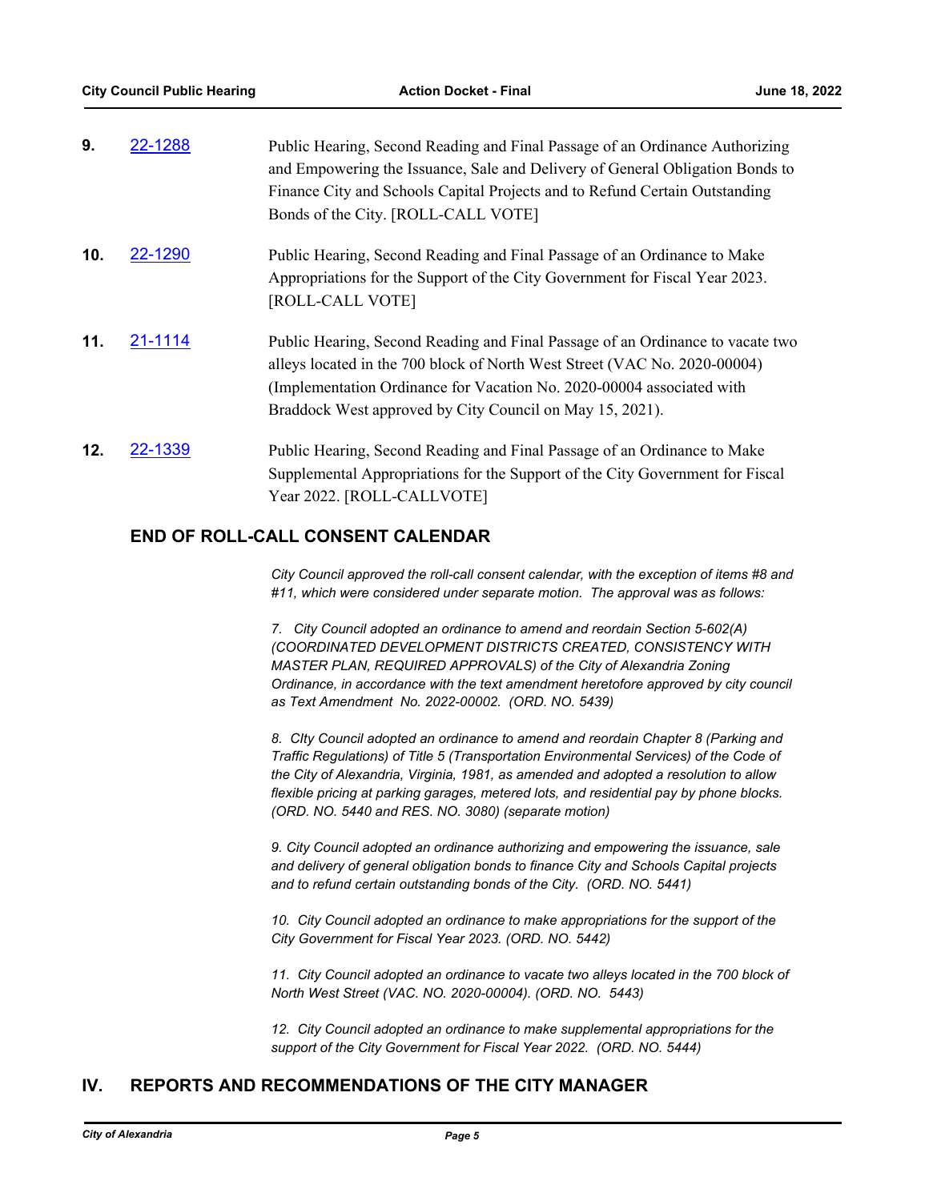**9.** 22-1288 Public Hearing, Second Reading and Final Passage of an Ordinance Authorizing and Empowering the Issuance, Sale and Delivery of General Obligation Bonds to Finance City and Schools Capital Projects and to Refund Certain Outstanding Bonds of the City. [ROLL-CALL VOTE]

**10.** 22-1290 Public Hearing, Second Reading and Final Passage of an Ordinance to Make Appropriations for the Support of the City Government for Fiscal Year 2023. [ROLL-CALL VOTE]

**11.** 21-1114 Public Hearing, Second Reading and Final Passage of an Ordinance to vacate two alleys located in the 700 block of North West Street (VAC No. 2020-00004) (Implementation Ordinance for Vacation No. 2020-00004 associated with Braddock West approved by City Council on May 15, 2021).

**12.** 22-1339 Public Hearing, Second Reading and Final Passage of an Ordinance to Make Supplemental Appropriations for the Support of the City Government for Fiscal Year 2022. [ROLL-CALLVOTE]

## END OF ROLL-CALL CONSENT CALENDAR

*City Council approved the roll-call consent calendar, with the exception of items #8 and #11, which were considered under separate motion. The approval was as follows:*

*7. City Council adopted an ordinance to amend and reordain Section 5-602(A) (COORDINATED DEVELOPMENT DISTRICTS CREATED, CONSISTENCY WITH MASTER PLAN, REQUIRED APPROVALS) of the City of Alexandria Zoning Ordinance, in accordance with the text amendment heretofore approved by city council as Text Amendment No. 2022-00002. (ORD. NO. 5439)*

*8. CIty Council adopted an ordinance to amend and reordain Chapter 8 (Parking and Traffic Regulations) of Title 5 (Transportation Environmental Services) of the Code of the City of Alexandria, Virginia, 1981, as amended and adopted a resolution to allow flexible pricing at parking garages, metered lots, and residential pay by phone blocks. (ORD. NO. 5440 and RES. NO. 3080) (separate motion)*

*9. City Council adopted an ordinance authorizing and empowering the issuance, sale and delivery of general obligation bonds to finance City and Schools Capital projects and to refund certain outstanding bonds of the City. (ORD. NO. 5441)*

*10. City Council adopted an ordinance to make appropriations for the support of the City Government for Fiscal Year 2023. (ORD. NO. 5442)*

*11. City Council adopted an ordinance to vacate two alleys located in the 700 block of North West Street (VAC. NO. 2020-00004). (ORD. NO. 5443)*

*12. City Council adopted an ordinance to make supplemental appropriations for the support of the City Government for Fiscal Year 2022. (ORD. NO. 5444)*

## IV. REPORTS AND RECOMMENDATIONS OF THE CITY MANAGER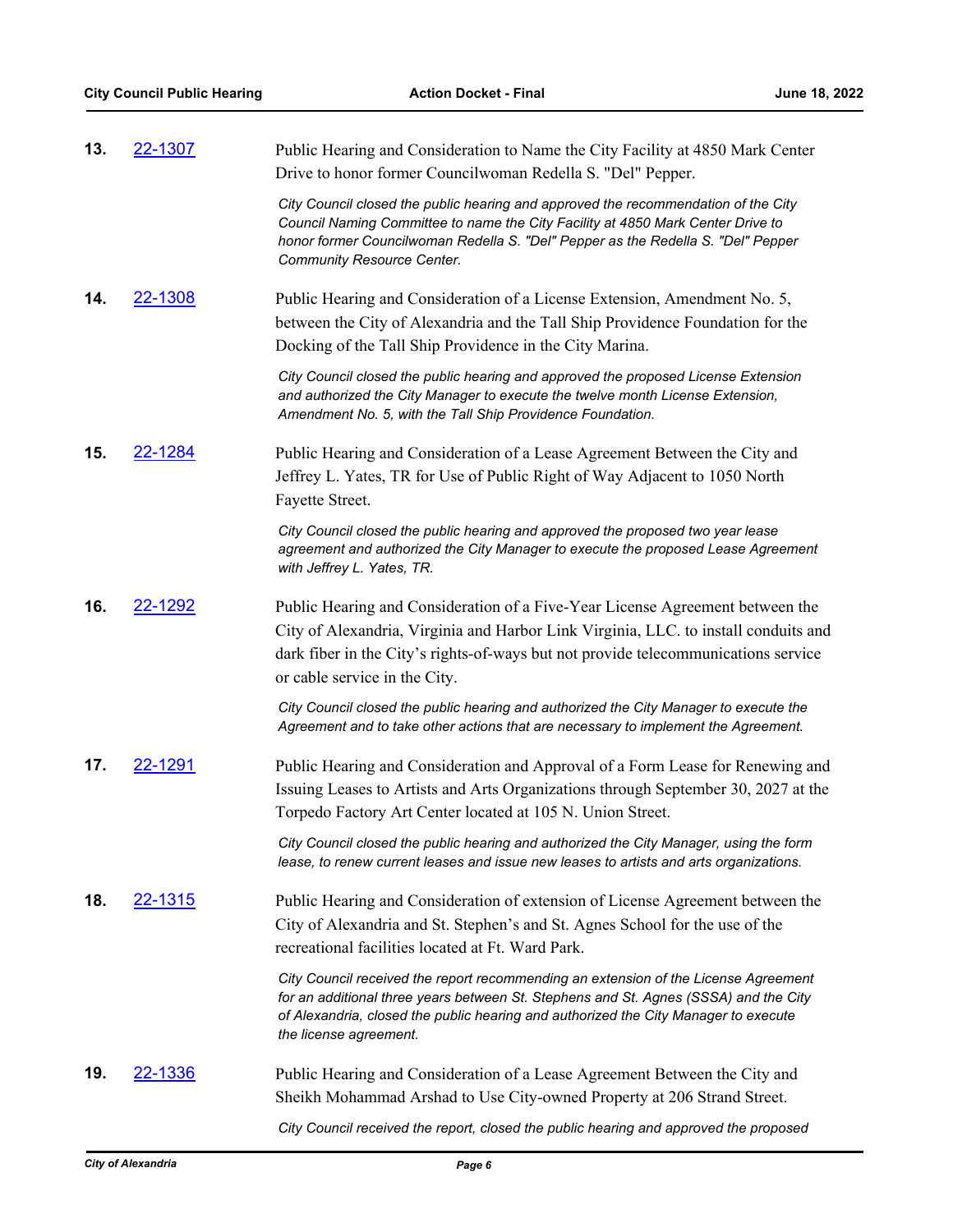**13.** 22-1307 Public Hearing and Consideration to Name the City Facility at 4850 Mark Center Drive to honor former Councilwoman Redella S. "Del" Pepper.

*City Council closed the public hearing and approved the recommendation of the City Council Naming Committee to name the City Facility at 4850 Mark Center Drive to honor former Councilwoman Redella S. "Del" Pepper as the Redella S. "Del" Pepper Community Resource Center.*

**14.** 22-1308 Public Hearing and Consideration of a License Extension, Amendment No. 5, between the City of Alexandria and the Tall Ship Providence Foundation for the Docking of the Tall Ship Providence in the City Marina.

*City Council closed the public hearing and approved the proposed License Extension and authorized the City Manager to execute the twelve month License Extension, Amendment No. 5, with the Tall Ship Providence Foundation.*

**15.** 22-1284 Public Hearing and Consideration of a Lease Agreement Between the City and Jeffrey L. Yates, TR for Use of Public Right of Way Adjacent to 1050 North Fayette Street.

*City Council closed the public hearing and approved the proposed two year lease agreement and authorized the City Manager to execute the proposed Lease Agreement with Jeffrey L. Yates, TR.*

**16.** 22-1292 Public Hearing and Consideration of a Five-Year License Agreement between the City of Alexandria, Virginia and Harbor Link Virginia, LLC. to install conduits and dark fiber in the City's rights-of-ways but not provide telecommunications service or cable service in the City.

*City Council closed the public hearing and authorized the City Manager to execute the Agreement and to take other actions that are necessary to implement the Agreement.*

**17.** 22-1291 Public Hearing and Consideration and Approval of a Form Lease for Renewing and Issuing Leases to Artists and Arts Organizations through September 30, 2027 at the Torpedo Factory Art Center located at 105 N. Union Street.

*City Council closed the public hearing and authorized the City Manager, using the form lease, to renew current leases and issue new leases to artists and arts organizations.*

**18.** 22-1315 Public Hearing and Consideration of extension of License Agreement between the City of Alexandria and St. Stephen's and St. Agnes School for the use of the recreational facilities located at Ft. Ward Park.

*City Council received the report recommending an extension of the License Agreement for an additional three years between St. Stephens and St. Agnes (SSSA) and the City of Alexandria, closed the public hearing and authorized the City Manager to execute the license agreement.*

**19.** 22-1336 Public Hearing and Consideration of a Lease Agreement Between the City and Sheikh Mohammad Arshad to Use City-owned Property at 206 Strand Street.

*City Council received the report, closed the public hearing and approved the proposed*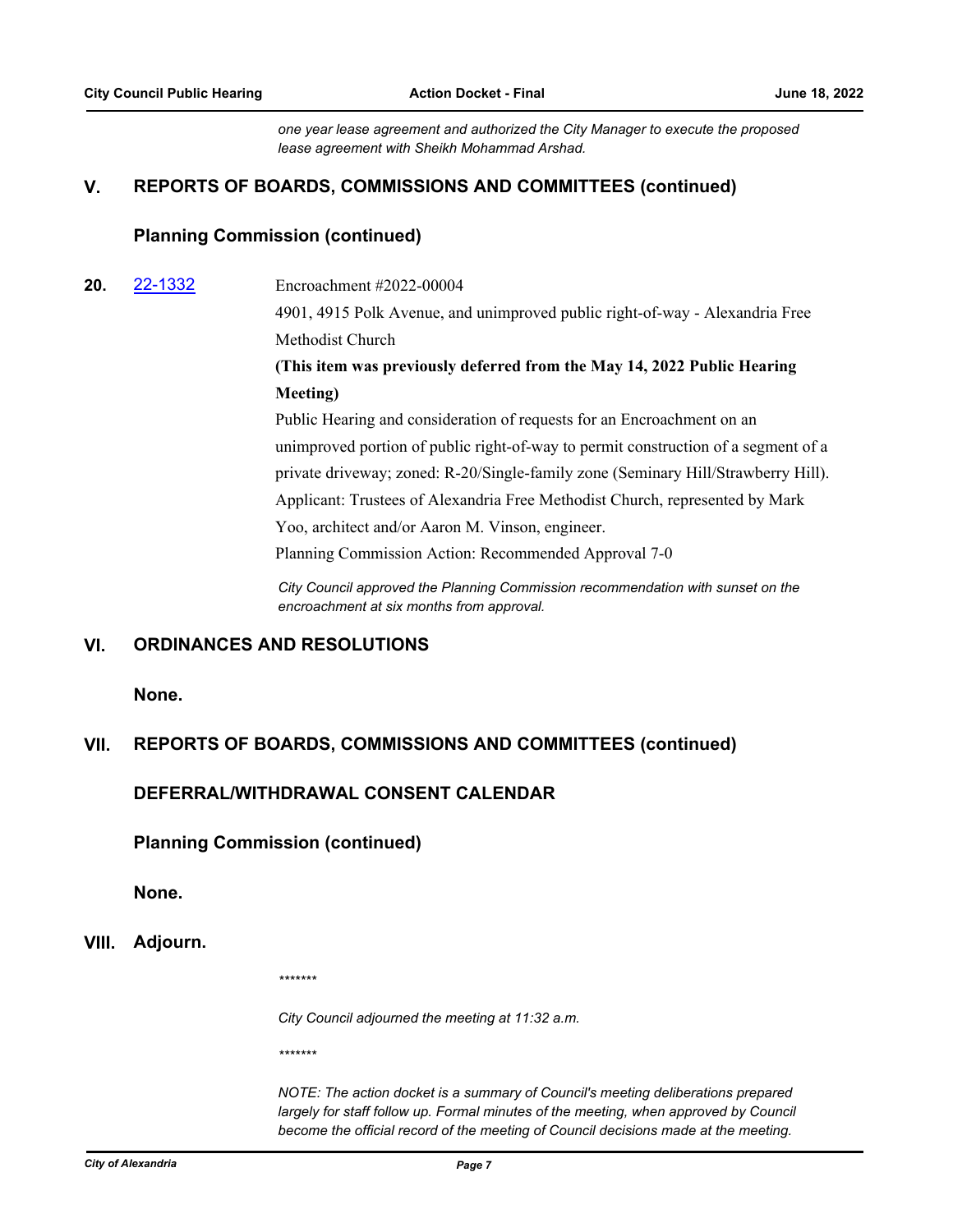*one year lease agreement and authorized the City Manager to execute the proposed lease agreement with Sheikh Mohammad Arshad.*

## V. REPORTS OF BOARDS, COMMISSIONS AND COMMITTEES (continued)

### Planning Commission (continued)

**20.** 22-1332

Encroachment #2022-00004

4901, 4915 Polk Avenue, and unimproved public right-of-way - Alexandria Free Methodist Church

**(This item was previously deferred from the May 14, 2022 Public Hearing Meeting)**

Public Hearing and consideration of requests for an Encroachment on an unimproved portion of public right-of-way to permit construction of a segment of a private driveway; zoned: R-20/Single-family zone (Seminary Hill/Strawberry Hill). Applicant: Trustees of Alexandria Free Methodist Church, represented by Mark Yoo, architect and/or Aaron M. Vinson, engineer.

Planning Commission Action: Recommended Approval 7-0

*City Council approved the Planning Commission recommendation with sunset on the encroachment at six months from approval.*

## VI. ORDINANCES AND RESOLUTIONS

**None.**

## VII. REPORTS OF BOARDS, COMMISSIONS AND COMMITTEES (continued)

### DEFERRAL/WITHDRAWAL CONSENT CALENDAR

### Planning Commission (continued)

**None.**

## VIII. Adjourn.

*\*\*\*\*\*\*\**

*City Council adjourned the meeting at 11:32 a.m.*

*\*\*\*\*\*\*\**

*NOTE: The action docket is a summary of Council's meeting deliberations prepared largely for staff follow up. Formal minutes of the meeting, when approved by Council become the official record of the meeting of Council decisions made at the meeting.*